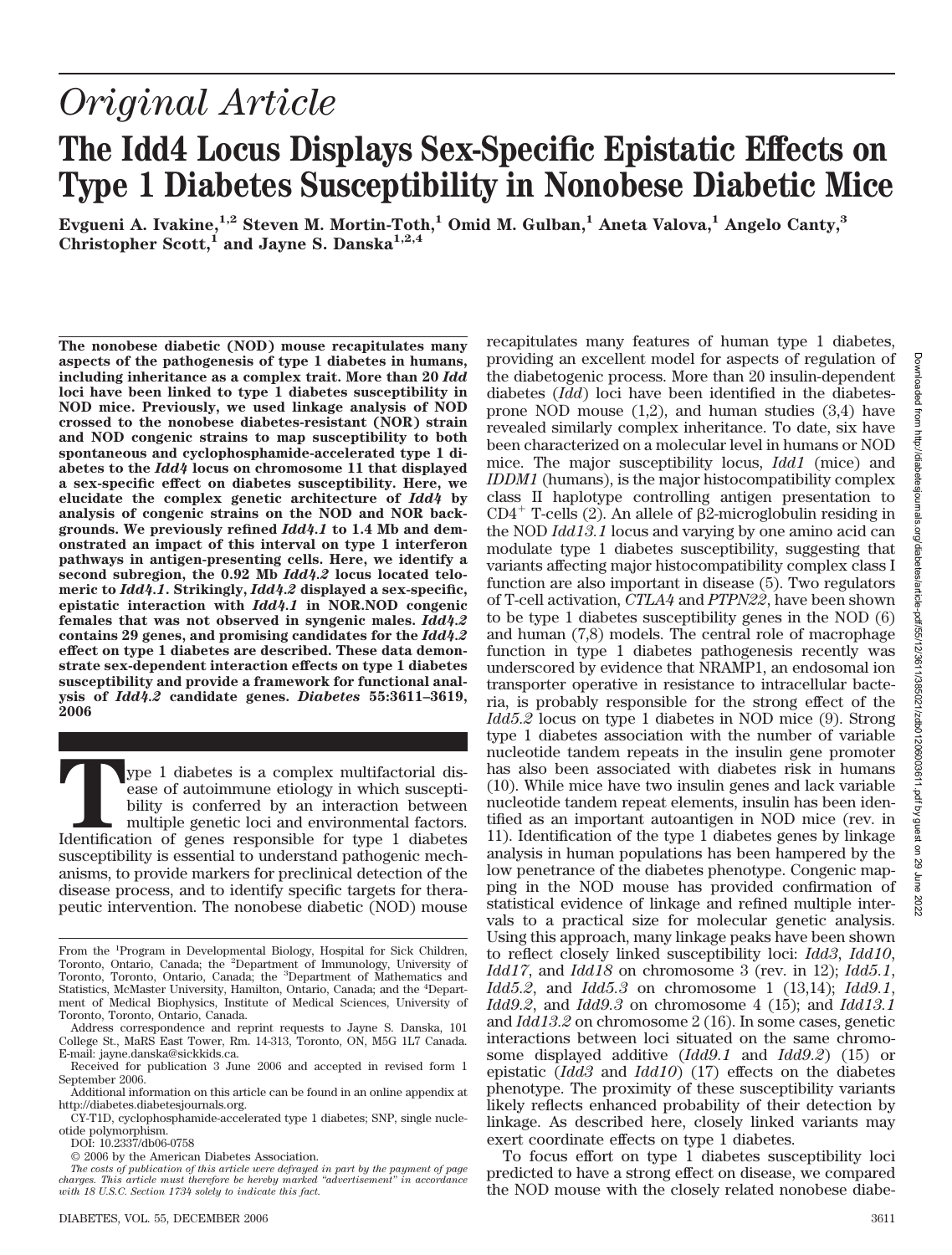# Original Article

# The Idd4 Locus Displays Sex-Specific Epistatic Effects on Type 1 Diabetes Susceptibility in Nonobese Diabetic Mice

**Evgueni A. Ivakine,[1,2] Steven M. Mortin-Toth,[1] Omid M. Gulban,[1] Aneta Valova,[1] Angelo Canty,[3] Christopher Scott,[1] and Jayne S. Danska[1,2,4]**

**The nonobese diabetic (NOD) mouse recapitulates many aspects of the pathogenesis of type 1 diabetes in humans, including inheritance as a complex trait. More than 20 *Idd* loci have been linked to type 1 diabetes susceptibility in NOD mice. Previously, we used linkage analysis of NOD crossed to the nonobese diabetes-resistant (NOR) strain and NOD congenic strains to map susceptibility to both spontaneous and cyclophosphamide-accelerated type 1 diabetes to the *Idd4* locus on chromosome 11 that displayed a sex-specific effect on diabetes susceptibility. Here, we elucidate the complex genetic architecture of *Idd4* by analysis of congenic strains on the NOD and NOR backgrounds. We previously refined *Idd4.1* to 1.4 Mb and demonstrated an impact of this interval on type 1 interferon pathways in antigen-presenting cells. Here, we identify a second subregion, the 0.92 Mb *Idd4.2* locus located telomeric to *Idd4.1*. Strikingly, *Idd4.2* displayed a sex-specific, epistatic interaction with *Idd4.1* in NOR.NOD congenic females that was not observed in syngenic males. *Idd4.2* contains 29 genes, and promising candidates for the *Idd4.2* effect on type 1 diabetes are described. These data demonstrate sex-dependent interaction effects on type 1 diabetes susceptibility and provide a framework for functional analysis of *Idd4.2* candidate genes. *Diabetes* 55:3611–3619, 2006**

Type 1 diabetes is a complex multifactorial disease of autoimmune etiology in which susceptibility is conferred by an interaction between multiple genetic loci and environmental factors. Identification of genes responsible for type 1 diabetes susceptibility is essential to understand pathogenic mechanisms, to provide markers for preclinical detection of the disease process, and to identify specific targets for therapeutic intervention. The nonobese diabetic (NOD) mouse recapitulates many features of human type 1 diabetes, providing an excellent model for aspects of regulation of the diabetogenic process. More than 20 insulin-dependent diabetes (*Idd*) loci have been identified in the diabetes-prone NOD mouse (1,2), and human studies (3,4) have revealed similarly complex inheritance. To date, six have been characterized on a molecular level in humans or NOD mice. The major susceptibility locus, *Idd1* (mice) and *IDDM1* (humans), is the major histocompatibility complex class II haplotype controlling antigen presentation to $CD4^+$ T-cells (2). An allele of β2-microglobulin residing in the NOD *Idd13.1* locus and varying by one amino acid can modulate type 1 diabetes susceptibility, suggesting that variants affecting major histocompatibility complex class I function are also important in disease (5). Two regulators of T-cell activation, *CTLA4* and *PTPN22*, have been shown to be type 1 diabetes susceptibility genes in the NOD (6) and human (7,8) models. The central role of macrophage function in type 1 diabetes pathogenesis recently was underscored by evidence that NRAMP1, an endosomal ion transporter operative in resistance to intracellular bacteria, is probably responsible for the strong effect of the *Idd5.2* locus on type 1 diabetes in NOD mice (9). Strong type 1 diabetes association with the number of variable nucleotide tandem repeats in the insulin gene promoter has also been associated with diabetes risk in humans (10). While mice have two insulin genes and lack variable nucleotide tandem repeat elements, insulin has been identified as an important autoantigen in NOD mice (rev. in 11). Identification of the type 1 diabetes genes by linkage analysis in human populations has been hampered by the low penetrance of the diabetes phenotype. Congenic mapping in the NOD mouse has provided confirmation of statistical evidence of linkage and refined multiple intervals to a practical size for molecular genetic analysis. Using this approach, many linkage peaks have been shown to reflect closely linked susceptibility loci: *Idd3*, *Idd10*, *Idd17*, and *Idd18* on chromosome 3 (rev. in 12); *Idd5.1*, *Idd5.2*, and *Idd5.3* on chromosome 1 (13,14); *Idd9.1*, *Idd9.2*, and *Idd9.3* on chromosome 4 (15); and *Idd13.1* and *Idd13.2* on chromosome 2 (16). In some cases, genetic interactions between loci situated on the same chromosome displayed additive (*Idd9.1* and *Idd9.2*) (15) or epistatic (*Idd3* and *Idd10*) (17) effects on the diabetes phenotype. The proximity of these susceptibility variants likely reflects enhanced probability of their detection by linkage. As described here, closely linked variants may exert coordinate effects on type 1 diabetes.

To focus effort on type 1 diabetes susceptibility loci predicted to have a strong effect on disease, we compared the NOD mouse with the closely related nonobese diabe-

---

From the [1]Program in Developmental Biology, Hospital for Sick Children, Toronto, Ontario, Canada; the [2]Department of Immunology, University of Toronto, Toronto, Ontario, Canada; the [3]Department of Mathematics and Statistics, McMaster University, Hamilton, Ontario, Canada; and the [4]Department of Medical Biophysics, Institute of Medical Sciences, University of Toronto, Toronto, Ontario, Canada.

Address correspondence and reprint requests to Jayne S. Danska, 101 College St., MaRS East Tower, Rm. 14-313, Toronto, ON, M5G 1L7 Canada. E-mail: jayne.danska@sickkids.ca.

Received for publication 3 June 2006 and accepted in revised form 1 September 2006.

Additional information on this article can be found in an online appendix at http://diabetes.diabetesjournals.org.

CY-T1D, cyclophosphamide-accelerated type 1 diabetes; SNP, single nucleotide polymorphism.

DOI: 10.2337/db06-0758

© 2006 by the American Diabetes Association.

*The costs of publication of this article were defrayed in part by the payment of page charges. This article must therefore be hereby marked "advertisement" in accordance with 18 U.S.C. Section 1734 solely to indicate this fact.*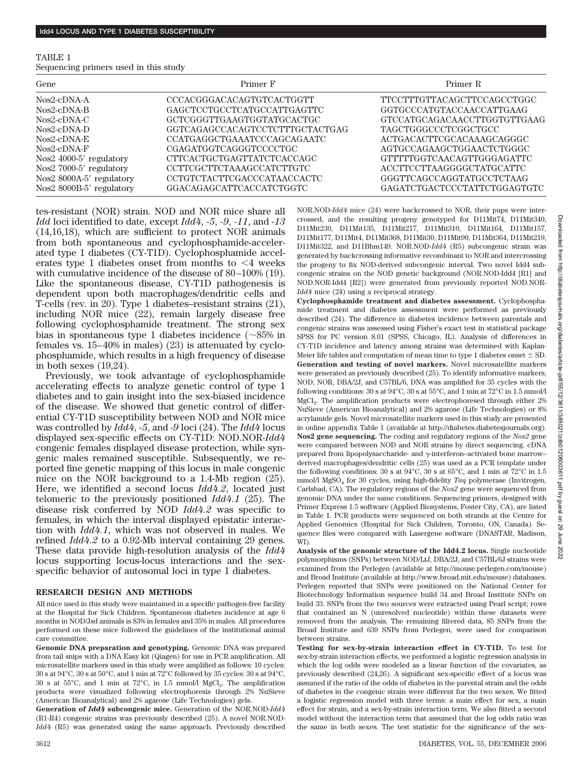TABLE 1
Sequencing primers used in this study

| Gene | Primer F | Primer R |
|---|---|---|
| Nos2-cDNA-A | CCCACGGGACACAGTGTCACTGGTT | TTCCTTTGTTACAGCTTCCAGCCTGGC |
| Nos2-cDNA-B | GAGCTCCTGCCTCATGCCATTGAGTTC | GGTGCCCATGTACCAACCATTGAAG |
| Nos2-cDNA-C | GCTCGGGTTGAAGTGGTATGCACTGC | GTCCATGCAGACAACCTTGGTGTTGAAG |
| Nos2-cDNA-D | GGTCAGAGCCACAGTCCTCTTTGCTACTGAG | TAGCTGGGCCCTCGGCTGCC |
| Nos2-cDNA-E | CCATGAGGCTGAAATCCCAGCAGAATC | ACTGACACTTCGCACAAAGCAGGGC |
| Nos2-cDNA-F | CGAGATGGTCAGGGTCCCCTGC | AGTGCCAGAAGCTGGAACTCTGGGC |
| Nos2 4000-5′ regulatory | CTTCACTGCTGAGTTATCTCACCAGC | GTTTTTGGTCAACAGTTGGGAGATTC |
| Nos2 7000-5′ regulatory | CCTTCGCTTCTAAAGCCATCTTGTC | ACCTTCCTTAAGGGGCTATGCATTC |
| Nos2 8000A-5′ regulatory | CCTGTCTACTTCGACCCATAACCACTC | GGGTTCAGCCAGGTATGCCTCTAAG |
| Nos2 8000B-5′ regulatory | GGACAGAGCATTCACCATCTGGTC | GAGATCTGACTCCCTATTCTGGAGTGTC |

tes-resistant (NOR) strain. NOD and NOR mice share all *Idd* loci identified to date, except *Idd4*, *-5*, *-9*, *-11*, and *-13* (14,16,18), which are sufficient to protect NOR animals from both spontaneous and cyclophosphamide-accelerated type 1 diabetes (CY-T1D). Cyclophosphamide accelerates type 1 diabetes onset from months to <4 weeks with cumulative incidence of the disease of 80–100% (19). Like the spontaneous disease, CY-T1D pathogenesis is dependent upon both macrophages/dendritic cells and T-cells (rev. in 20). Type 1 diabetes–resistant strains (21), including NOR mice (22), remain largely disease free following cyclophosphamide treatment. The strong sex bias in spontaneous type 1 diabetes incidence (~85% in females vs. 15–40% in males) (23) is attenuated by cyclophosphamide, which results in a high frequency of disease in both sexes (19,24).

Previously, we took advantage of cyclophosphamide accelerating effects to analyze genetic control of type 1 diabetes and to gain insight into the sex-biased incidence of the disease. We showed that genetic control of differential CY-T1D susceptibility between NOD and NOR mice was controlled by *Idd4*, *-5*, and *-9* loci (24). The *Idd4* locus displayed sex-specific effects on CY-T1D: NOD.NOR-*Idd4* congenic females displayed disease protection, while syngenic males remained susceptible. Subsequently, we reported fine genetic mapping of this locus in male congenic mice on the NOR background to a 1.4-Mb region (25). Here, we identified a second locus *Idd4.2*, located just telomeric to the previously positioned *Idd4.1* (25). The disease risk conferred by NOD *Idd4.2* was specific to females, in which the interval displayed epistatic interaction with *Idd4.1*, which was not observed in males. We refined *Idd4.2* to a 0.92-Mb interval containing 29 genes. These data provide high-resolution analysis of the *Idd4* locus supporting locus-locus interactions and the sex-specific behavior of autosomal loci in type 1 diabetes.

## RESEARCH DESIGN AND METHODS

All mice used in this study were maintained in a specific pathogen-free facility at the Hospital for Sick Children. Spontaneous diabetes incidence at age 6 months in NOD/Jsd animals is 83% in females and 35% in males. All procedures performed on these mice followed the guidelines of the institutional animal care committee.

**Genomic DNA preparation and genotyping.** Genomic DNA was prepared from tail snips with a DNA Easy kit (Qiagen) for use in PCR amplification. All microsatellite markers used in this study were amplified as follows: 10 cycles: 30 s at 94°C, 30 s at 50°C, and 1 min at 72°C followed by 35 cycles: 30 s at 94°C, 30 s at 55°C, and 1 min at 72°C, in 1.5 mmol/l $MgCl_2$. The amplification products were visualized following electrophoresis through 2% NuSieve (American Bioanalytical) and 2% agarose (Life Technologies) gels.

**Generation of *Idd4* subcongenic mice.** Generation of the NOR.NOD-*Idd4* (R1-R4) congenic strains was previously described (25). A novel NOR.NOD-*Idd4* (R5) was generated using the same approach. Previously described NOR.NOD-*Idd4* mice (24) were backcrossed to NOR, their pups were intercrossed, and the resulting progeny genotyped for D11Mit74, D11Mit340, D11Mit230, D11Mit135, D11Mit217, D11Mit310, D11Mit164, D11Mit157, D11Mit177, D11Mit4, D11Mit368, D11Mit30, D11Mit90, D11Mit364, D11Mit219, D11Mit322, and D11Bhm149. NOR.NOD-*Idd4* (R5) subcongenic strain was generated by backcrossing informative recombinant to NOR and intercrossing the progeny to fix NOD-derived subcongenic interval. Two novel Idd4 subcongenic strains on the NOD genetic background (NOR.NOD-Idd4 [R1] and NOD.NOR-Idd4 [R2]) were generated from previously reported NOD.NOR-*Idd4* mice (24) using a reciprocal strategy.

**Cyclophosphamide treatment and diabetes assessment.** Cyclophosphamide treatment and diabetes assessment were performed as previously described (24). The difference in diabetes incidence between parentals and congenic strains was assessed using Fisher's exact test in statistical package SPSS for PC version 8.01 (SPSS, Chicago, IL). Analysis of differences in CY-T1D incidence and latency among strains was determined with Kaplan-Meier life tables and computation of mean time to type 1 diabetes onset ± SD.

**Generation and testing of novel markers.** Novel microsatellite markers were generated as previously described (25). To identify informative markers, NOD, NOR, DBA/2J, and C57BL/6, DNA was amplified for 35 cycles with the following conditions: 30 s at 94°C, 30 s at 55°C, and 1 min at 72°C in 1.5 mmol/l $MgCl_2$. The amplification products were electrophoresed through either 2% NuSieve (American Bioanalytical) and 2% agarose (Life Technologies) or 8% acrylamide gels. Novel microsatellite markers used in this study are presented in online appendix Table 1 (available at http://diabetes.diabetesjournals.org).

**Nos2 gene sequencing.** The coding and regulatory regions of the *Nos2* gene were compared between NOD and NOR strains by direct sequencing. cDNA prepared from lipopolysaccharide- and γ-interferon–activated bone marrow–derived macrophages/dendritic cells (25) was used as a PCR template under the following conditions: 30 s at 94°C, 30 s at 65°C, and 1 min at 72°C in 1.5 mmol/l $MgSO_4$ for 30 cycles, using high-fidelity *Taq* polymerase (Invitrogen, Carlsbad, CA). The regulatory regions of the *Nos2* gene were sequenced from genomic DNA under the same conditions. Sequencing primers, designed with Primer Express 1.5 software (Applied Biosystems, Foster City, CA), are listed in Table 1. PCR products were sequenced on both strands at the Centre for Applied Genomics (Hospital for Sick Children, Toronto, ON, Canada). Sequence files were compared with Lasergene software (DNASTAR, Madison, WI).

**Analysis of the genomic structure of the Idd4.2 locus.** Single nucleotide polymorphisms (SNPs) between NOD/LtJ, DBA/2J, and C57BL/6J strains were examined from the Perlegen (available at http://mouse.perlegen.com/mouse) and Broad Institute (available at http://www.broad.mit.edu/mouse) databases. Perlegen reported that SNPs were positioned on the National Center for Biotechnology Information sequence build 34 and Broad Institute SNPs on build 33. SNPs from the two sources were extracted using Pearl script; rows that contained an N (unresolved nucleotide) within these datasets were removed from the analysis. The remaining filtered data, 85 SNPs from the Broad Institute and 639 SNPs from Perlegen, were used for comparison between strains.

**Testing for sex-by-strain interaction effect in CY-T1D.** To test for sex-by-strain interaction effects, we performed a logistic regression analysis in which the log odds were modeled as a linear function of the covariates, as previously described (24,26). A significant sex-specific effect of a locus was assumed if the ratio of the odds of diabetes in the parental strain and the odds of diabetes in the congenic strain were different for the two sexes. We fitted a logistic regression model with three terms: a main effect for sex, a main effect for strain, and a sex-by-strain interaction term. We also fitted a second model without the interaction term that assumed that the log odds ratio was the same in both sexes. The test statistic for the significance of the sex-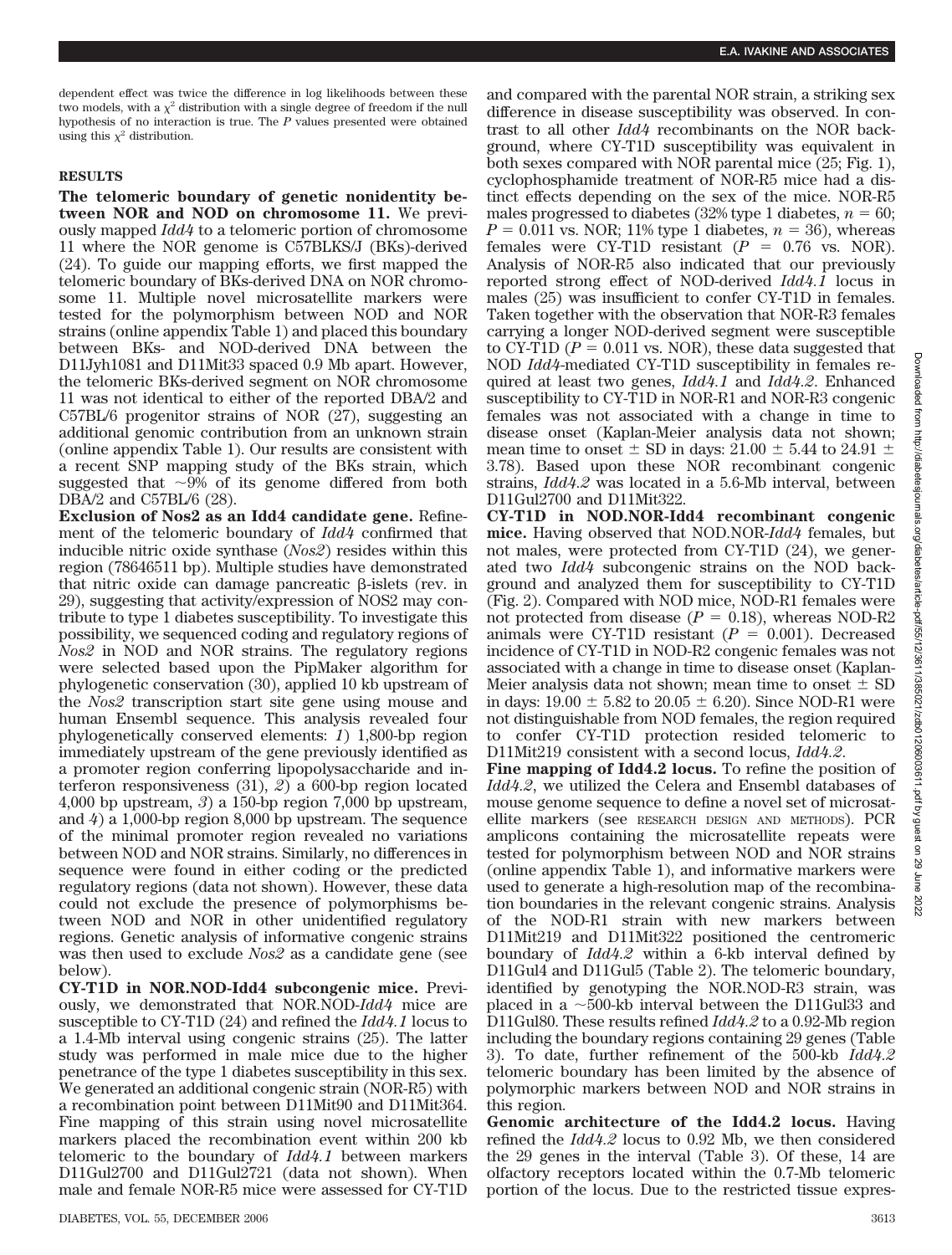dependent effect was twice the difference in log likelihoods between these two models, with a $\chi^2$ distribution with a single degree of freedom if the null hypothesis of no interaction is true. The *P* values presented were obtained using this $\chi^2$ distribution.

## RESULTS

**The telomeric boundary of genetic nonidentity between NOR and NOD on chromosome 11.** We previously mapped *Idd4* to a telomeric portion of chromosome 11 where the NOR genome is C57BLKS/J (BKs)-derived (24). To guide our mapping efforts, we first mapped the telomeric boundary of BKs-derived DNA on NOR chromosome 11. Multiple novel microsatellite markers were tested for the polymorphism between NOD and NOR strains (online appendix Table 1) and placed this boundary between BKs- and NOD-derived DNA between the D11Jyh1081 and D11Mit33 spaced 0.9 Mb apart. However, the telomeric BKs-derived segment on NOR chromosome 11 was not identical to either of the reported DBA/2 and C57BL/6 progenitor strains of NOR (27), suggesting an additional genomic contribution from an unknown strain (online appendix Table 1). Our results are consistent with a recent SNP mapping study of the BKs strain, which suggested that ~9% of its genome differed from both DBA/2 and C57BL/6 (28).

**Exclusion of Nos2 as an Idd4 candidate gene.** Refinement of the telomeric boundary of *Idd4* confirmed that inducible nitric oxide synthase (*Nos2*) resides within this region (78646511 bp). Multiple studies have demonstrated that nitric oxide can damage pancreatic β-islets (rev. in 29), suggesting that activity/expression of NOS2 may contribute to type 1 diabetes susceptibility. To investigate this possibility, we sequenced coding and regulatory regions of *Nos2* in NOD and NOR strains. The regulatory regions were selected based upon the PipMaker algorithm for phylogenetic conservation (30), applied 10 kb upstream of the *Nos2* transcription start site gene using mouse and human Ensembl sequence. This analysis revealed four phylogenetically conserved elements: *1*) 1,800-bp region immediately upstream of the gene previously identified as a promoter region conferring lipopolysaccharide and interferon responsiveness (31), *2*) a 600-bp region located 4,000 bp upstream, *3*) a 150-bp region 7,000 bp upstream, and *4*) a 1,000-bp region 8,000 bp upstream. The sequence of the minimal promoter region revealed no variations between NOD and NOR strains. Similarly, no differences in sequence were found in either coding or the predicted regulatory regions (data not shown). However, these data could not exclude the presence of polymorphisms between NOD and NOR in other unidentified regulatory regions. Genetic analysis of informative congenic strains was then used to exclude *Nos2* as a candidate gene (see below).

**CY-T1D in NOR.NOD-Idd4 subcongenic mice.** Previously, we demonstrated that NOR.NOD-*Idd4* mice are susceptible to CY-T1D (24) and refined the *Idd4.1* locus to a 1.4-Mb interval using congenic strains (25). The latter study was performed in male mice due to the higher penetrance of the type 1 diabetes susceptibility in this sex. We generated an additional congenic strain (NOR-R5) with a recombination point between D11Mit90 and D11Mit364. Fine mapping of this strain using novel microsatellite markers placed the recombination event within 200 kb telomeric to the boundary of *Idd4.1* between markers D11Gul2700 and D11Gul2721 (data not shown). When male and female NOR-R5 mice were assessed for CY-T1D and compared with the parental NOR strain, a striking sex difference in disease susceptibility was observed. In contrast to all other *Idd4* recombinants on the NOR background, where CY-T1D susceptibility was equivalent in both sexes compared with NOR parental mice (25; Fig. 1), cyclophosphamide treatment of NOR-R5 mice had a distinct effects depending on the sex of the mice. NOR-R5 males progressed to diabetes (32% type 1 diabetes, $n = 60$; $P = 0.011$ vs. NOR; 11% type 1 diabetes, $n = 36$), whereas females were CY-T1D resistant ($P = 0.76$ vs. NOR). Analysis of NOR-R5 also indicated that our previously reported strong effect of NOD-derived *Idd4.1* locus in males (25) was insufficient to confer CY-T1D in females. Taken together with the observation that NOR-R3 females carrying a longer NOD-derived segment were susceptible to CY-T1D ($P = 0.011$ vs. NOR), these data suggested that NOD *Idd4*-mediated CY-T1D susceptibility in females required at least two genes, *Idd4.1* and *Idd4.2*. Enhanced susceptibility to CY-T1D in NOR-R1 and NOR-R3 congenic females was not associated with a change in time to disease onset (Kaplan-Meier analysis data not shown; mean time to onset ± SD in days: 21.00 ± 5.44 to 24.91 ± 3.78). Based upon these NOR recombinant congenic strains, *Idd4.2* was located in a 5.6-Mb interval, between D11Gul2700 and D11Mit322.

**CY-T1D in NOD.NOR-Idd4 recombinant congenic mice.** Having observed that NOD.NOR-*Idd4* females, but not males, were protected from CY-T1D (24), we generated two *Idd4* subcongenic strains on the NOD background and analyzed them for susceptibility to CY-T1D (Fig. 2). Compared with NOD mice, NOD-R1 females were not protected from disease ($P = 0.18$), whereas NOD-R2 animals were CY-T1D resistant ($P = 0.001$). Decreased incidence of CY-T1D in NOD-R2 congenic females was not associated with a change in time to disease onset (Kaplan-Meier analysis data not shown; mean time to onset ± SD in days: 19.00 ± 5.82 to 20.05 ± 6.20). Since NOD-R1 were not distinguishable from NOD females, the region required to confer CY-T1D protection resided telomeric to D11Mit219 consistent with a second locus, *Idd4.2*.

**Fine mapping of Idd4.2 locus.** To refine the position of *Idd4.2*, we utilized the Celera and Ensembl databases of mouse genome sequence to define a novel set of microsatellite markers (see RESEARCH DESIGN AND METHODS). PCR amplicons containing the microsatellite repeats were tested for polymorphism between NOD and NOR strains (online appendix Table 1), and informative markers were used to generate a high-resolution map of the recombination boundaries in the relevant congenic strains. Analysis of the NOD-R1 strain with new markers between D11Mit219 and D11Mit322 positioned the centromeric boundary of *Idd4.2* within a 6-kb interval defined by D11Gul4 and D11Gul5 (Table 2). The telomeric boundary, identified by genotyping the NOR.NOD-R3 strain, was placed in a ~500-kb interval between the D11Gul33 and D11Gul80. These results refined *Idd4.2* to a 0.92-Mb region including the boundary regions containing 29 genes (Table 3). To date, further refinement of the 500-kb *Idd4.2* telomeric boundary has been limited by the absence of polymorphic markers between NOD and NOR strains in this region.

**Genomic architecture of the Idd4.2 locus.** Having refined the *Idd4.2* locus to 0.92 Mb, we then considered the 29 genes in the interval (Table 3). Of these, 14 are olfactory receptors located within the 0.7-Mb telomeric portion of the locus. Due to the restricted tissue expres-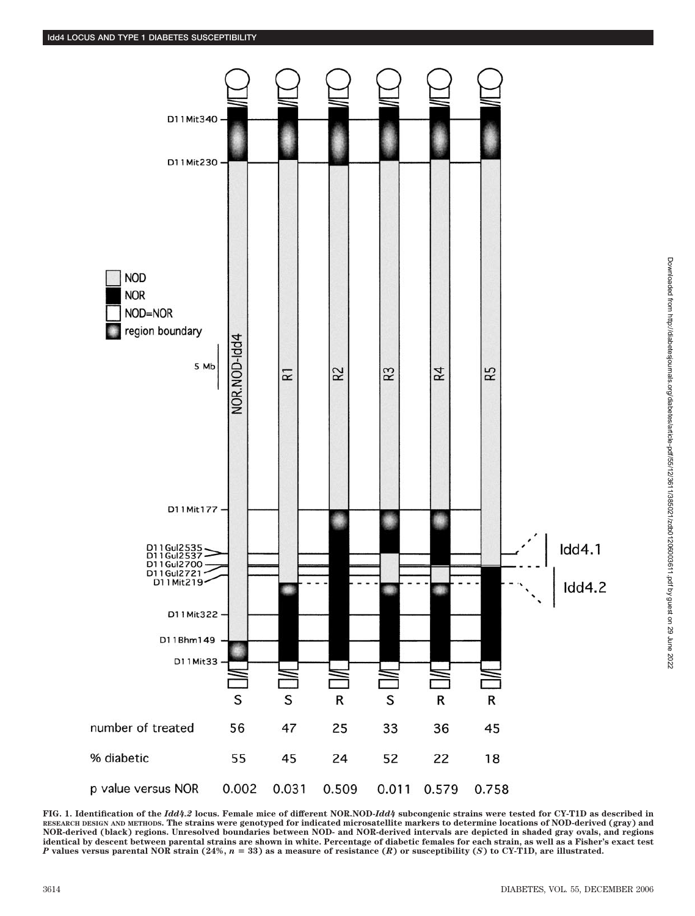| | NOR.NOD-Idd4 | R1 | R2 | R3 | R4 | R5 |
|---|---|---|---|---|---|---|
| | S | S | R | S | R | R |
| number of treated | 56 | 47 | 25 | 33 | 36 | 45 |
| % diabetic | 55 | 45 | 24 | 52 | 22 | 18 |
| p value versus NOR | 0.002 | 0.031 | 0.509 | 0.011 | 0.579 | 0.758 |

**FIG. 1. Identification of the *Idd4.2* locus. Female mice of different NOR.NOD-*Idd4* subcongenic strains were tested for CY-T1D as described in RESEARCH DESIGN AND METHODS. The strains were genotyped for indicated microsatellite markers to determine locations of NOD-derived (gray) and NOR-derived (black) regions. Unresolved boundaries between NOD- and NOR-derived intervals are depicted in shaded gray ovals, and regions identical by descent between parental strains are shown in white. Percentage of diabetic females for each strain, as well as a Fisher's exact test *P* values versus parental NOR strain (24%, *n* = 33) as a measure of resistance (*R*) or susceptibility (*S*) to CY-T1D, are illustrated.**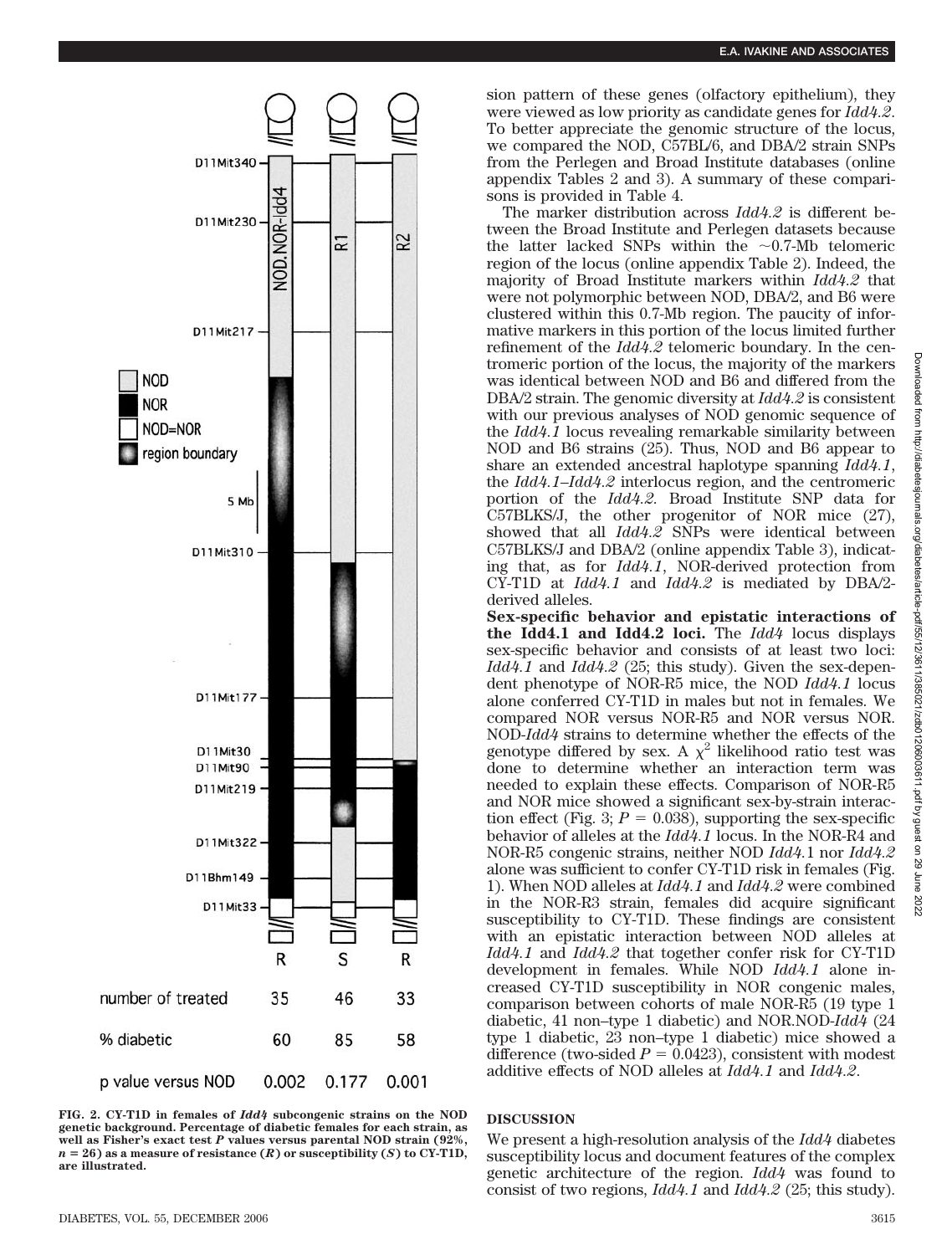| | NOD.NOR-Idd4 | R1 | R2 |
|---|---|---|---|
| | R | S | R |
| number of treated | 35 | 46 | 33 |
| % diabetic | 60 | 85 | 58 |
| p value versus NOD | 0.002 | 0.177 | 0.001 |

**FIG. 2. CY-T1D in females of *Idd4* subcongenic strains on the NOD genetic background. Percentage of diabetic females for each strain, as well as Fisher's exact test *P* values versus parental NOD strain (92%, $n = 26$) as a measure of resistance (*R*) or susceptibility (*S*) to CY-T1D, are illustrated.**

sion pattern of these genes (olfactory epithelium), they were viewed as low priority as candidate genes for *Idd4.2*. To better appreciate the genomic structure of the locus, we compared the NOD, C57BL/6, and DBA/2 strain SNPs from the Perlegen and Broad Institute databases (online appendix Tables 2 and 3). A summary of these comparisons is provided in Table 4.

The marker distribution across *Idd4.2* is different between the Broad Institute and Perlegen datasets because the latter lacked SNPs within the ~0.7-Mb telomeric region of the locus (online appendix Table 2). Indeed, the majority of Broad Institute markers within *Idd4.2* that were not polymorphic between NOD, DBA/2, and B6 were clustered within this 0.7-Mb region. The paucity of informative markers in this portion of the locus limited further refinement of the *Idd4.2* telomeric boundary. In the centromeric portion of the locus, the majority of the markers was identical between NOD and B6 and differed from the DBA/2 strain. The genomic diversity at *Idd4.2* is consistent with our previous analyses of NOD genomic sequence of the *Idd4.1* locus revealing remarkable similarity between NOD and B6 strains (25). Thus, NOD and B6 appear to share an extended ancestral haplotype spanning *Idd4.1*, the *Idd4.1*–*Idd4.2* interlocus region, and the centromeric portion of the *Idd4.2*. Broad Institute SNP data for C57BLKS/J, the other progenitor of NOR mice (27), showed that all *Idd4.2* SNPs were identical between C57BLKS/J and DBA/2 (online appendix Table 3), indicating that, as for *Idd4.1*, NOR-derived protection from CY-T1D at *Idd4.1* and *Idd4.2* is mediated by DBA/2-derived alleles.

**Sex-specific behavior and epistatic interactions of the Idd4.1 and Idd4.2 loci.** The *Idd4* locus displays sex-specific behavior and consists of at least two loci: *Idd4.1* and *Idd4.2* (25; this study). Given the sex-dependent phenotype of NOR-R5 mice, the NOD *Idd4.1* locus alone conferred CY-T1D in males but not in females. We compared NOR versus NOR-R5 and NOR versus NOR.NOD-*Idd4* strains to determine whether the effects of the genotype differed by sex. A $\chi^2$ likelihood ratio test was done to determine whether an interaction term was needed to explain these effects. Comparison of NOR-R5 and NOR mice showed a significant sex-by-strain interaction effect (Fig. 3; $P = 0.038$), supporting the sex-specific behavior of alleles at the *Idd4.1* locus. In the NOR-R4 and NOR-R5 congenic strains, neither NOD *Idd4.1* nor *Idd4.2* alone was sufficient to confer CY-T1D risk in females (Fig. 1). When NOD alleles at *Idd4.1* and *Idd4.2* were combined in the NOR-R3 strain, females did acquire significant susceptibility to CY-T1D. These findings are consistent with an epistatic interaction between NOD alleles at *Idd4.1* and *Idd4.2* that together confer risk for CY-T1D development in females. While NOD *Idd4.1* alone increased CY-T1D susceptibility in NOR congenic males, comparison between cohorts of male NOR-R5 (19 type 1 diabetic, 41 non–type 1 diabetic) and NOR.NOD-*Idd4* (24 type 1 diabetic, 23 non–type 1 diabetic) mice showed a difference (two-sided $P = 0.0423$), consistent with modest additive effects of NOD alleles at *Idd4.1* and *Idd4.2*.

## DISCUSSION

We present a high-resolution analysis of the *Idd4* diabetes susceptibility locus and document features of the complex genetic architecture of the region. *Idd4* was found to consist of two regions, *Idd4.1* and *Idd4.2* (25; this study).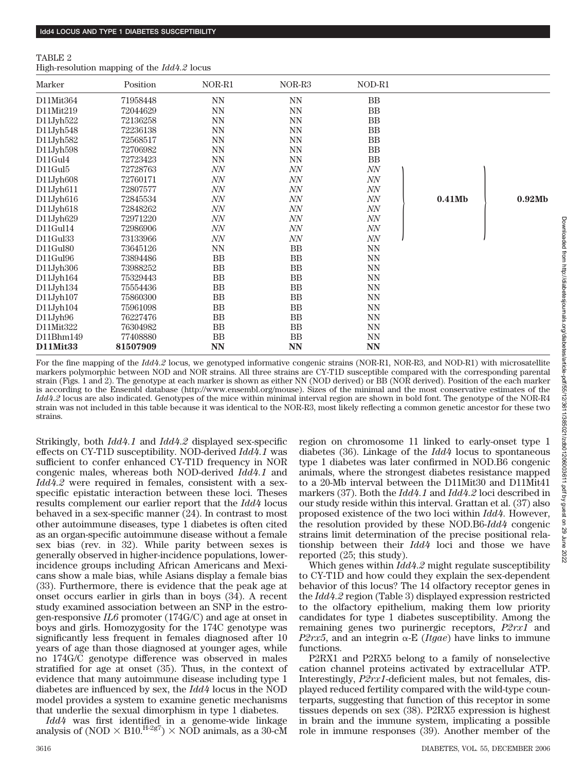TABLE 2

High-resolution mapping of the *Idd4.2* locus

| Marker | Position | NOR-R1 | NOR-R3 | NOD-R1 | | |
|---|---|---|---|---|---|---|
| D11Mit364 | 71958448 | NN | NN | BB | | |
| D11Mit219 | 72044629 | NN | NN | BB | | |
| D11Jyh522 | 72136258 | NN | NN | BB | | |
| D11Jyh548 | 72236138 | NN | NN | BB | | |
| D11Jyh582 | 72568517 | NN | NN | BB | | |
| D11Jyh598 | 72706982 | NN | NN | BB | | |
| D11Gul4 | 72723423 | NN | NN | BB | | |
| D11Gul5 | 72728763 | *NN* | *NN* | *NN* | | |
| D11Jyh608 | 72760171 | *NN* | *NN* | *NN* | | |
| D11Jyh611 | 72807577 | *NN* | *NN* | *NN* | | |
| D11Jyh616 | 72845534 | *NN* | *NN* | *NN* | **0.41Mb** | **0.92Mb** |
| D11Jyh618 | 72848262 | *NN* | *NN* | *NN* | | |
| D11Jyh629 | 72971220 | *NN* | *NN* | *NN* | | |
| D11Gul14 | 72986906 | *NN* | *NN* | *NN* | | |
| D11Gul33 | 73133966 | *NN* | *NN* | *NN* | | |
| D11Gul80 | 73645126 | NN | BB | NN | | |
| D11Gul96 | 73894486 | BB | BB | NN | | |
| D11Jyh306 | 73988252 | BB | BB | NN | | |
| D11Jyh164 | 75329443 | BB | BB | NN | | |
| D11Jyh134 | 75554436 | BB | BB | NN | | |
| D11Jyh107 | 75860300 | BB | BB | NN | | |
| D11Jyh104 | 75961098 | BB | BB | NN | | |
| D11Jyh96 | 76227476 | BB | BB | NN | | |
| D11Mit322 | 76304982 | BB | BB | NN | | |
| D11Bhm149 | 77408880 | BB | BB | NN | | |
| **D11Mit33** | **81507909** | **NN** | **NN** | **NN** | | |

For the fine mapping of the *Idd4.2* locus, we genotyped informative congenic strains (NOR-R1, NOR-R3, and NOD-R1) with microsatellite markers polymorphic between NOD and NOR strains. All three strains are CY-T1D susceptible compared with the corresponding parental strain (Figs. 1 and 2). The genotype at each marker is shown as either NN (NOD derived) or BB (NOR derived). Position of the each marker is according to the Ensembl database (http://www.ensembl.org/mouse). Sizes of the minimal and the most conservative estimates of the *Idd4.2* locus are also indicated. Genotypes of the mice within minimal interval region are shown in bold font. The genotype of the NOR-R4 strain was not included in this table because it was identical to the NOR-R3, most likely reflecting a common genetic ancestor for these two strains.

Strikingly, both *Idd4.1* and *Idd4.2* displayed sex-specific effects on CY-T1D susceptibility. NOD-derived *Idd4.1* was sufficient to confer enhanced CY-T1D frequency in NOR congenic males, whereas both NOD-derived *Idd4.1* and *Idd4.2* were required in females, consistent with a sex-specific epistatic interaction between these loci. Theses results complement our earlier report that the *Idd4* locus behaved in a sex-specific manner (24). In contrast to most other autoimmune diseases, type 1 diabetes is often cited as an organ-specific autoimmune disease without a female sex bias (rev. in 32). While parity between sexes is generally observed in higher-incidence populations, lower-incidence groups including African Americans and Mexicans show a male bias, while Asians display a female bias (33). Furthermore, there is evidence that the peak age at onset occurs earlier in girls than in boys (34). A recent study examined association between an SNP in the estrogen-responsive *IL6* promoter (174G/C) and age at onset in boys and girls. Homozygosity for the 174C genotype was significantly less frequent in females diagnosed after 10 years of age than those diagnosed at younger ages, while no 174G/C genotype difference was observed in males stratified for age at onset (35). Thus, in the context of evidence that many autoimmune disease including type 1 diabetes are influenced by sex, the *Idd4* locus in the NOD model provides a system to examine genetic mechanisms that underlie the sexual dimorphism in type 1 diabetes.

*Idd4* was first identified in a genome-wide linkage analysis of (NOD × B10.$^{H\text{-}2g7}$) × NOD animals, as a 30-cM region on chromosome 11 linked to early-onset type 1 diabetes (36). Linkage of the *Idd4* locus to spontaneous type 1 diabetes was later confirmed in NOD.B6 congenic animals, where the strongest diabetes resistance mapped to a 20-Mb interval between the D11Mit30 and D11Mit41 markers (37). Both the *Idd4.1* and *Idd4.2* loci described in our study reside within this interval. Grattan et al. (37) also proposed existence of the two loci within *Idd4*. However, the resolution provided by these NOD.B6-*Idd4* congenic strains limit determination of the precise positional relationship between their *Idd4* loci and those we have reported (25; this study).

Which genes within *Idd4.2* might regulate susceptibility to CY-T1D and how could they explain the sex-dependent behavior of this locus? The 14 olfactory receptor genes in the *Idd4.2* region (Table 3) displayed expression restricted to the olfactory epithelium, making them low priority candidates for type 1 diabetes susceptibility. Among the remaining genes two purinergic receptors, *P2rx1* and *P2rx5*, and an integrin α-E (*Itgae*) have links to immune functions.

P2RX1 and P2RX5 belong to a family of nonselective cation channel proteins activated by extracellular ATP. Interestingly, *P2rx1*-deficient males, but not females, displayed reduced fertility compared with the wild-type counterparts, suggesting that function of this receptor in some tissues depends on sex (38). P2RX5 expression is highest in brain and the immune system, implicating a possible role in immune responses (39). Another member of the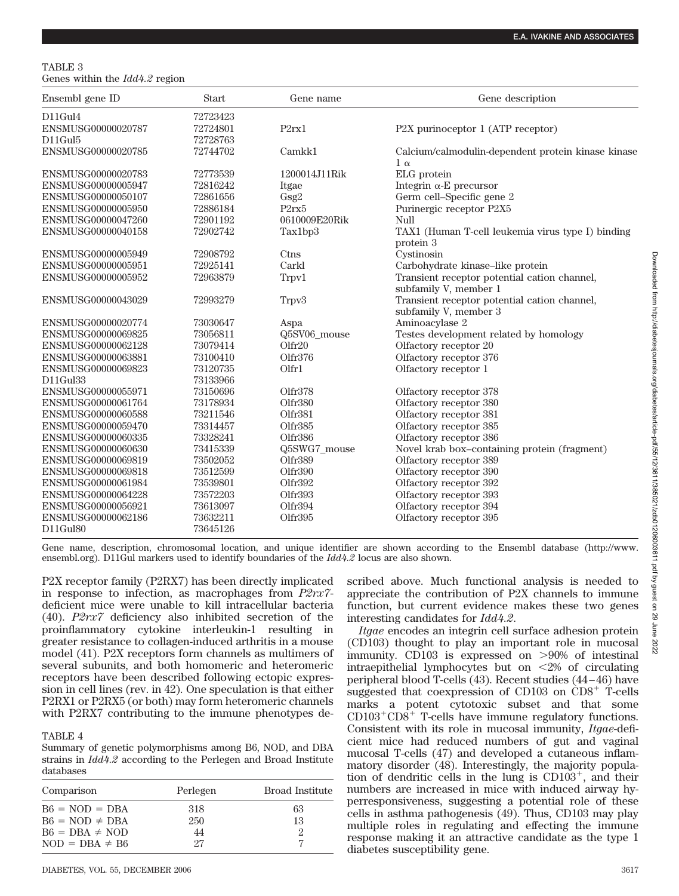TABLE 3
Genes within the *Idd4.2* region

| Ensembl gene ID | Start | Gene name | Gene description |
|---|---|---|---|
| D11Gul4 | 72723423 | | |
| ENSMUSG00000020787 | 72724801 | P2rx1 | P2X purinoceptor 1 (ATP receptor) |
| D11Gul5 | 72728763 | | |
| ENSMUSG00000020785 | 72744702 | Camkk1 | Calcium/calmodulin-dependent protein kinase kinase 1 α |
| ENSMUSG00000020783 | 72773539 | 1200014J11Rik | ELG protein |
| ENSMUSG00000005947 | 72816242 | Itgae | Integrin α-E precursor |
| ENSMUSG00000050107 | 72861656 | Gsg2 | Germ cell–Specific gene 2 |
| ENSMUSG00000005950 | 72886184 | P2rx5 | Purinergic receptor P2X5 |
| ENSMUSG00000047260 | 72901192 | 0610009E20Rik | Null |
| ENSMUSG00000040158 | 72902742 | Tax1bp3 | TAX1 (Human T-cell leukemia virus type I) binding protein 3 |
| ENSMUSG00000005949 | 72908792 | Ctns | Cystinosin |
| ENSMUSG00000005951 | 72925141 | Carkl | Carbohydrate kinase–like protein |
| ENSMUSG00000005952 | 72963879 | Trpv1 | Transient receptor potential cation channel, subfamily V, member 1 |
| ENSMUSG00000043029 | 72993279 | Trpv3 | Transient receptor potential cation channel, subfamily V, member 3 |
| ENSMUSG00000020774 | 73030647 | Aspa | Aminoacylase 2 |
| ENSMUSG00000069825 | 73056811 | Q5SV06_mouse | Testes development related by homology |
| ENSMUSG00000062128 | 73079414 | Olfr20 | Olfactory receptor 20 |
| ENSMUSG00000063881 | 73100410 | Olfr376 | Olfactory receptor 376 |
| ENSMUSG00000069823 | 73120735 | Olfr1 | Olfactory receptor 1 |
| D11Gul33 | 73133966 | | |
| ENSMUSG00000055971 | 73150696 | Olfr378 | Olfactory receptor 378 |
| ENSMUSG00000061764 | 73178934 | Olfr380 | Olfactory receptor 380 |
| ENSMUSG00000060588 | 73211546 | Olfr381 | Olfactory receptor 381 |
| ENSMUSG00000059470 | 73314457 | Olfr385 | Olfactory receptor 385 |
| ENSMUSG00000060335 | 73328241 | Olfr386 | Olfactory receptor 386 |
| ENSMUSG00000060630 | 73415339 | Q5SWG7_mouse | Novel krab box–containing protein (fragment) |
| ENSMUSG00000069819 | 73502052 | Olfr389 | Olfactory receptor 389 |
| ENSMUSG00000069818 | 73512599 | Olfr390 | Olfactory receptor 390 |
| ENSMUSG00000061984 | 73539801 | Olfr392 | Olfactory receptor 392 |
| ENSMUSG00000064228 | 73572203 | Olfr393 | Olfactory receptor 393 |
| ENSMUSG00000056921 | 73613097 | Olfr394 | Olfactory receptor 394 |
| ENSMUSG00000062186 | 73632211 | Olfr395 | Olfactory receptor 395 |
| D11Gul80 | 73645126 | | |

Gene name, description, chromosomal location, and unique identifier are shown according to the Ensembl database (http://www.ensembl.org). D11Gul markers used to identify boundaries of the *Idd4.2* locus are also shown.

P2X receptor family (P2RX7) has been directly implicated in response to infection, as macrophages from *P2rx7*-deficient mice were unable to kill intracellular bacteria (40). *P2rx7* deficiency also inhibited secretion of the proinflammatory cytokine interleukin-1 resulting in greater resistance to collagen-induced arthritis in a mouse model (41). P2X receptors form channels as multimers of several subunits, and both homomeric and heteromeric receptors have been described following ectopic expression in cell lines (rev. in 42). One speculation is that either P2RX1 or P2RX5 (or both) may form heteromeric channels with P2RX7 contributing to the immune phenotypes described above. Much functional analysis is needed to appreciate the contribution of P2X channels to immune function, but current evidence makes these two genes interesting candidates for *Idd4.2*.

TABLE 4
Summary of genetic polymorphisms among B6, NOD, and DBA strains in *Idd4.2* according to the Perlegen and Broad Institute databases

| Comparison | Perlegen | Broad Institute |
|---|---|---|
| B6 = NOD = DBA | 318 | 63 |
| B6 = NOD ≠ DBA | 250 | 13 |
| B6 = DBA ≠ NOD | 44 | 2 |
| NOD = DBA ≠ B6 | 27 | 7 |

*Itgae* encodes an integrin cell surface adhesion protein (CD103) thought to play an important role in mucosal immunity. CD103 is expressed on >90% of intestinal intraepithelial lymphocytes but on <2% of circulating peripheral blood T-cells (43). Recent studies (44–46) have suggested that coexpression of CD103 on $CD8^+$ T-cells marks a potent cytotoxic subset and that some $CD103^+CD8^+$ T-cells have immune regulatory functions. Consistent with its role in mucosal immunity, *Itgae*-deficient mice had reduced numbers of gut and vaginal mucosal T-cells (47) and developed a cutaneous inflammatory disorder (48). Interestingly, the majority population of dendritic cells in the lung is $CD103^+$, and their numbers are increased in mice with induced airway hyperresponsiveness, suggesting a potential role of these cells in asthma pathogenesis (49). Thus, CD103 may play multiple roles in regulating and effecting the immune response making it an attractive candidate as the type 1 diabetes susceptibility gene.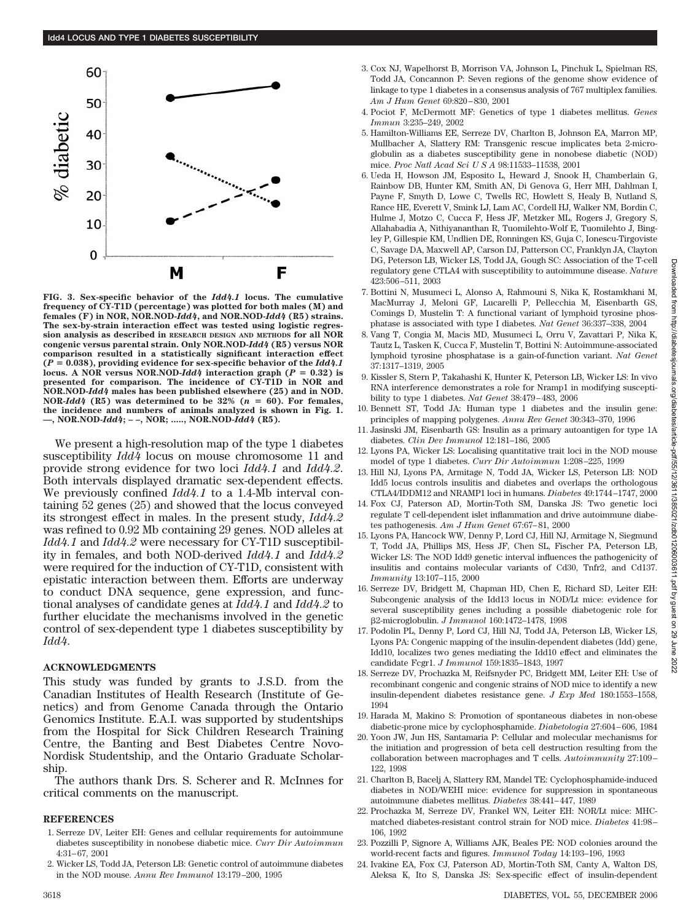FIG. 3. Sex-specific behavior of the *Idd4.1* locus. The cumulative frequency of CY-T1D (percentage) was plotted for both males (M) and females (F) in NOR, NOR.NOD-*Idd4*, and NOR.NOD-*Idd4* (R5) strains. The sex-by-strain interaction effect was tested using logistic regression analysis as described in RESEARCH DESIGN AND METHODS for all NOR congenic versus parental strain. Only NOR.NOD-*Idd4* (R5) versus NOR comparison resulted in a statistically significant interaction effect ($P = 0.038$), providing evidence for sex-specific behavior of the *Idd4.1* locus. A NOR versus NOR.NOD-*Idd4* interaction graph ($P = 0.32$) is presented for comparison. The incidence of CY-T1D in NOR and NOR.NOD-*Idd4* males has been published elsewhere (25) and in NOD. NOR-*Idd4* (R5) was determined to be 32% ($n = 60$). For females, the incidence and numbers of animals analyzed is shown in Fig. 1. —, NOR.NOD-*Idd4*; – –, NOR; ....., NOR.NOD-*Idd4* (R5).

We present a high-resolution map of the type 1 diabetes susceptibility *Idd4* locus on mouse chromosome 11 and provide strong evidence for two loci *Idd4.1* and *Idd4.2*. Both intervals displayed dramatic sex-dependent effects. We previously confined *Idd4.1* to a 1.4-Mb interval containing 52 genes (25) and showed that the locus conveyed its strongest effect in males. In the present study, *Idd4.2* was refined to 0.92 Mb containing 29 genes. NOD alleles at *Idd4.1* and *Idd4.2* were necessary for CY-T1D susceptibility in females, and both NOD-derived *Idd4.1* and *Idd4.2* were required for the induction of CY-T1D, consistent with epistatic interaction between them. Efforts are underway to conduct DNA sequence, gene expression, and functional analyses of candidate genes at *Idd4.1* and *Idd4.2* to further elucidate the mechanisms involved in the genetic control of sex-dependent type 1 diabetes susceptibility by *Idd4*.

## ACKNOWLEDGMENTS

This study was funded by grants to J.S.D. from the Canadian Institutes of Health Research (Institute of Genetics) and from Genome Canada through the Ontario Genomics Institute. E.A.I. was supported by studentships from the Hospital for Sick Children Research Training Centre, the Banting and Best Diabetes Centre Novo-Nordisk Studentship, and the Ontario Graduate Scholarship.

The authors thank Drs. S. Scherer and R. McInnes for critical comments on the manuscript.

## REFERENCES

1. Serreze DV, Leiter EH: Genes and cellular requirements for autoimmune diabetes susceptibility in nonobese diabetic mice. *Curr Dir Autoimmun* 4:31–67, 2001
2. Wicker LS, Todd JA, Peterson LB: Genetic control of autoimmune diabetes in the NOD mouse. *Annu Rev Immunol* 13:179–200, 1995
3. Cox NJ, Wapelhorst B, Morrison VA, Johnson L, Pinchuk L, Spielman RS, Todd JA, Concannon P: Seven regions of the genome show evidence of linkage to type 1 diabetes in a consensus analysis of 767 multiplex families. *Am J Hum Genet* 69:820–830, 2001
4. Pociot F, McDermott MF: Genetics of type 1 diabetes mellitus. *Genes Immun* 3:235–249, 2002
5. Hamilton-Williams EE, Serreze DV, Charlton B, Johnson EA, Marron MP, Mullbacher A, Slattery RM: Transgenic rescue implicates beta 2-microglobulin as a diabetes susceptibility gene in nonobese diabetic (NOD) mice. *Proc Natl Acad Sci U S A* 98:11533–11538, 2001
6. Ueda H, Howson JM, Esposito L, Heward J, Snook H, Chamberlain G, Rainbow DB, Hunter KM, Smith AN, Di Genova G, Herr MH, Dahlman I, Payne F, Smyth D, Lowe C, Twells RC, Howlett S, Healy B, Nutland S, Rance HE, Everett V, Smink LJ, Lam AC, Cordell HJ, Walker NM, Bordin C, Hulme J, Motzo C, Cucca F, Hess JF, Metzker ML, Rogers J, Gregory S, Allahabadia A, Nithiyananthan R, Tuomilehto-Wolf E, Tuomilehto J, Bingley P, Gillespie KM, Undlien DE, Ronningen KS, Guja C, Ionescu-Tirgoviste C, Savage DA, Maxwell AP, Carson DJ, Patterson CC, Franklyn JA, Clayton DG, Peterson LB, Wicker LS, Todd JA, Gough SC: Association of the T-cell regulatory gene CTLA4 with susceptibility to autoimmune disease. *Nature* 423:506–511, 2003
7. Bottini N, Musumeci L, Alonso A, Rahmouni S, Nika K, Rostamkhani M, MacMurray J, Meloni GF, Lucarelli P, Pellecchia M, Eisenbarth GS, Comings D, Mustelin T: A functional variant of lymphoid tyrosine phosphatase is associated with type I diabetes. *Nat Genet* 36:337–338, 2004
8. Vang T, Congia M, Macis MD, Musumeci L, Orru V, Zavattari P, Nika K, Tautz L, Tasken K, Cucca F, Mustelin T, Bottini N: Autoimmune-associated lymphoid tyrosine phosphatase is a gain-of-function variant. *Nat Genet* 37:1317–1319, 2005
9. Kissler S, Stern P, Takahashi K, Hunter K, Peterson LB, Wicker LS: In vivo RNA interference demonstrates a role for Nramp1 in modifying susceptibility to type 1 diabetes. *Nat Genet* 38:479–483, 2006
10. Bennett ST, Todd JA: Human type 1 diabetes and the insulin gene: principles of mapping polygenes. *Annu Rev Genet* 30:343–370, 1996
11. Jasinski JM, Eisenbarth GS: Insulin as a primary autoantigen for type 1A diabetes. *Clin Dev Immunol* 12:181–186, 2005
12. Lyons PA, Wicker LS: Localising quantitative trait loci in the NOD mouse model of type 1 diabetes. *Curr Dir Autoimmun* 1:208–225, 1999
13. Hill NJ, Lyons PA, Armitage N, Todd JA, Wicker LS, Peterson LB: NOD Idd5 locus controls insulitis and diabetes and overlaps the orthologous CTLA4/IDDM12 and NRAMP1 loci in humans. *Diabetes* 49:1744–1747, 2000
14. Fox CJ, Paterson AD, Mortin-Toth SM, Danska JS: Two genetic loci regulate T cell-dependent islet inflammation and drive autoimmune diabetes pathogenesis. *Am J Hum Genet* 67:67–81, 2000
15. Lyons PA, Hancock WW, Denny P, Lord CJ, Hill NJ, Armitage N, Siegmund T, Todd JA, Phillips MS, Hess JF, Chen SL, Fischer PA, Peterson LB, Wicker LS: The NOD Idd9 genetic interval influences the pathogenicity of insulitis and contains molecular variants of Cd30, Tnfr2, and Cd137. *Immunity* 13:107–115, 2000
16. Serreze DV, Bridgett M, Chapman HD, Chen E, Richard SD, Leiter EH: Subcongenic analysis of the Idd13 locus in NOD/Lt mice: evidence for several susceptibility genes including a possible diabetogenic role for β2-microglobulin. *J Immunol* 160:1472–1478, 1998
17. Podolin PL, Denny P, Lord CJ, Hill NJ, Todd JA, Peterson LB, Wicker LS, Lyons PA: Congenic mapping of the insulin-dependent diabetes (Idd) gene, Idd10, localizes two genes mediating the Idd10 effect and eliminates the candidate Fcgr1. *J Immunol* 159:1835–1843, 1997
18. Serreze DV, Prochazka M, Reifsnyder PC, Bridgett MM, Leiter EH: Use of recombinant congenic and congenic strains of NOD mice to identify a new insulin-dependent diabetes resistance gene. *J Exp Med* 180:1553–1558, 1994
19. Harada M, Makino S: Promotion of spontaneous diabetes in non-obese diabetic-prone mice by cyclophosphamide. *Diabetologia* 27:604–606, 1984
20. Yoon JW, Jun HS, Santamaria P: Cellular and molecular mechanisms for the initiation and progression of beta cell destruction resulting from the collaboration between macrophages and T cells. *Autoimmunity* 27:109–122, 1998
21. Charlton B, Bacelj A, Slattery RM, Mandel TE: Cyclophosphamide-induced diabetes in NOD/WEHI mice: evidence for suppression in spontaneous autoimmune diabetes mellitus. *Diabetes* 38:441–447, 1989
22. Prochazka M, Serreze DV, Frankel WN, Leiter EH: NOR/Lt mice: MHC-matched diabetes-resistant control strain for NOD mice. *Diabetes* 41:98–106, 1992
23. Pozzilli P, Signore A, Williams AJK, Beales PE: NOD colonies around the world-recent facts and figures. *Immunol Today* 14:193–196, 1993
24. Ivakine EA, Fox CJ, Paterson AD, Mortin-Toth SM, Canty A, Walton DS, Aleksa K, Ito S, Danska JS: Sex-specific effect of insulin-dependent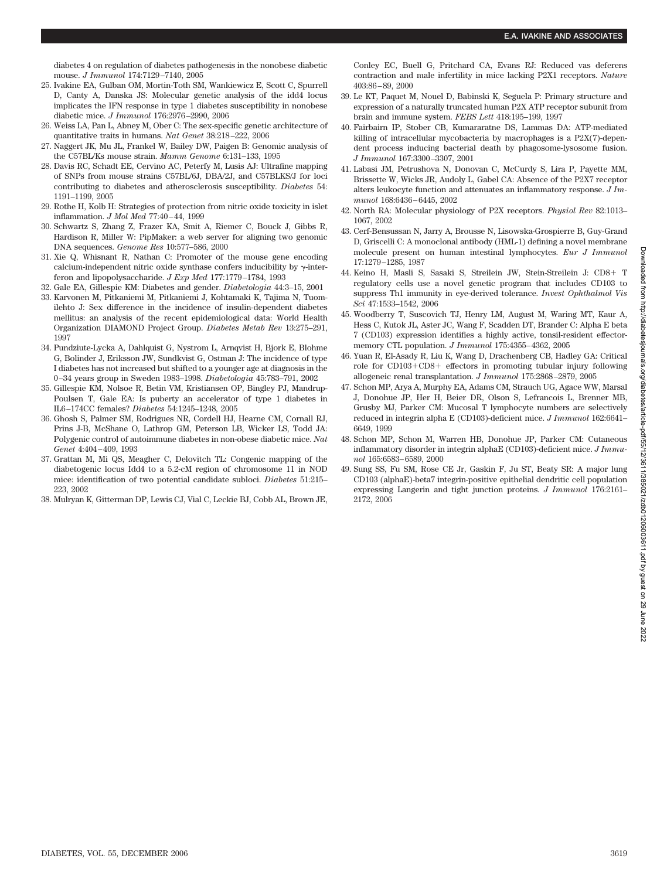diabetes 4 on regulation of diabetes pathogenesis in the nonobese diabetic mouse. *J Immunol* 174:7129–7140, 2005

25. Ivakine EA, Gulban OM, Mortin-Toth SM, Wankiewicz E, Scott C, Spurrell D, Canty A, Danska JS: Molecular genetic analysis of the idd4 locus implicates the IFN response in type 1 diabetes susceptibility in nonobese diabetic mice. *J Immunol* 176:2976–2990, 2006
26. Weiss LA, Pan L, Abney M, Ober C: The sex-specific genetic architecture of quantitative traits in humans. *Nat Genet* 38:218–222, 2006
27. Naggert JK, Mu JL, Frankel W, Bailey DW, Paigen B: Genomic analysis of the C57BL/Ks mouse strain. *Mamm Genome* 6:131–133, 1995
28. Davis RC, Schadt EE, Cervino AC, Peterfy M, Lusis AJ: Ultrafine mapping of SNPs from mouse strains C57BL/6J, DBA/2J, and C57BLKS/J for loci contributing to diabetes and atherosclerosis susceptibility. *Diabetes* 54: 1191–1199, 2005
29. Rothe H, Kolb H: Strategies of protection from nitric oxide toxicity in islet inflammation. *J Mol Med* 77:40–44, 1999
30. Schwartz S, Zhang Z, Frazer KA, Smit A, Riemer C, Bouck J, Gibbs R, Hardison R, Miller W: PipMaker: a web server for aligning two genomic DNA sequences. *Genome Res* 10:577–586, 2000
31. Xie Q, Whisnant R, Nathan C: Promoter of the mouse gene encoding calcium-independent nitric oxide synthase confers inducibility by γ-interferon and lipopolysaccharide. *J Exp Med* 177:1779–1784, 1993
32. Gale EA, Gillespie KM: Diabetes and gender. *Diabetologia* 44:3–15, 2001
33. Karvonen M, Pitkaniemi M, Pitkaniemi J, Kohtamaki K, Tajima N, Tuomilehto J: Sex difference in the incidence of insulin-dependent diabetes mellitus: an analysis of the recent epidemiological data: World Health Organization DIAMOND Project Group. *Diabetes Metab Rev* 13:275–291, 1997
34. Pundziute-Lycka A, Dahlquist G, Nystrom L, Arnqvist H, Bjork E, Blohme G, Bolinder J, Eriksson JW, Sundkvist G, Ostman J: The incidence of type I diabetes has not increased but shifted to a younger age at diagnosis in the 0–34 years group in Sweden 1983–1998. *Diabetologia* 45:783–791, 2002
35. Gillespie KM, Nolsoe R, Betin VM, Kristiansen OP, Bingley PJ, Mandrup-Poulsen T, Gale EA: Is puberty an accelerator of type 1 diabetes in IL6–174CC females? *Diabetes* 54:1245–1248, 2005
36. Ghosh S, Palmer SM, Rodrigues NR, Cordell HJ, Hearne CM, Cornall RJ, Prins J-B, McShane O, Lathrop GM, Peterson LB, Wicker LS, Todd JA: Polygenic control of autoimmune diabetes in non-obese diabetic mice. *Nat Genet* 4:404–409, 1993
37. Grattan M, Mi QS, Meagher C, Delovitch TL: Congenic mapping of the diabetogenic locus Idd4 to a 5.2-cM region of chromosome 11 in NOD mice: identification of two potential candidate subloci. *Diabetes* 51:215–223, 2002
38. Mulryan K, Gitterman DP, Lewis CJ, Vial C, Leckie BJ, Cobb AL, Brown JE, Conley EC, Buell G, Pritchard CA, Evans RJ: Reduced vas deferens contraction and male infertility in mice lacking P2X1 receptors. *Nature* 403:86–89, 2000
39. Le KT, Paquet M, Nouel D, Babinski K, Seguela P: Primary structure and expression of a naturally truncated human P2X ATP receptor subunit from brain and immune system. *FEBS Lett* 418:195–199, 1997
40. Fairbairn IP, Stober CB, Kumararatne DS, Lammas DA: ATP-mediated killing of intracellular mycobacteria by macrophages is a P2X(7)-dependent process inducing bacterial death by phagosome-lysosome fusion. *J Immunol* 167:3300–3307, 2001
41. Labasi JM, Petrushova N, Donovan C, McCurdy S, Lira P, Payette MM, Brissette W, Wicks JR, Audoly L, Gabel CA: Absence of the P2X7 receptor alters leukocyte function and attenuates an inflammatory response. *J Immunol* 168:6436–6445, 2002
42. North RA: Molecular physiology of P2X receptors. *Physiol Rev* 82:1013–1067, 2002
43. Cerf-Bensussan N, Jarry A, Brousse N, Lisowska-Grospierre B, Guy-Grand D, Griscelli C: A monoclonal antibody (HML-1) defining a novel membrane molecule present on human intestinal lymphocytes. *Eur J Immunol* 17:1279–1285, 1987
44. Keino H, Masli S, Sasaki S, Streilein JW, Stein-Streilein J: CD8+ T regulatory cells use a novel genetic program that includes CD103 to suppress Th1 immunity in eye-derived tolerance. *Invest Ophthalmol Vis Sci* 47:1533–1542, 2006
45. Woodberry T, Suscovich TJ, Henry LM, August M, Waring MT, Kaur A, Hess C, Kutok JL, Aster JC, Wang F, Scadden DT, Brander C: Alpha E beta 7 (CD103) expression identifies a highly active, tonsil-resident effector-memory CTL population. *J Immunol* 175:4355–4362, 2005
46. Yuan R, El-Asady R, Liu K, Wang D, Drachenberg CB, Hadley GA: Critical role for CD103+CD8+ effectors in promoting tubular injury following allogeneic renal transplantation. *J Immunol* 175:2868–2879, 2005
47. Schon MP, Arya A, Murphy EA, Adams CM, Strauch UG, Agace WW, Marsal J, Donohue JP, Her H, Beier DR, Olson S, Lefrancois L, Brenner MB, Grusby MJ, Parker CM: Mucosal T lymphocyte numbers are selectively reduced in integrin alpha E (CD103)-deficient mice. *J Immunol* 162:6641–6649, 1999
48. Schon MP, Schon M, Warren HB, Donohue JP, Parker CM: Cutaneous inflammatory disorder in integrin alphaE (CD103)-deficient mice. *J Immunol* 165:6583–6589, 2000
49. Sung SS, Fu SM, Rose CE Jr, Gaskin F, Ju ST, Beaty SR: A major lung CD103 (alphaE)-beta7 integrin-positive epithelial dendritic cell population expressing Langerin and tight junction proteins. *J Immunol* 176:2161–2172, 2006